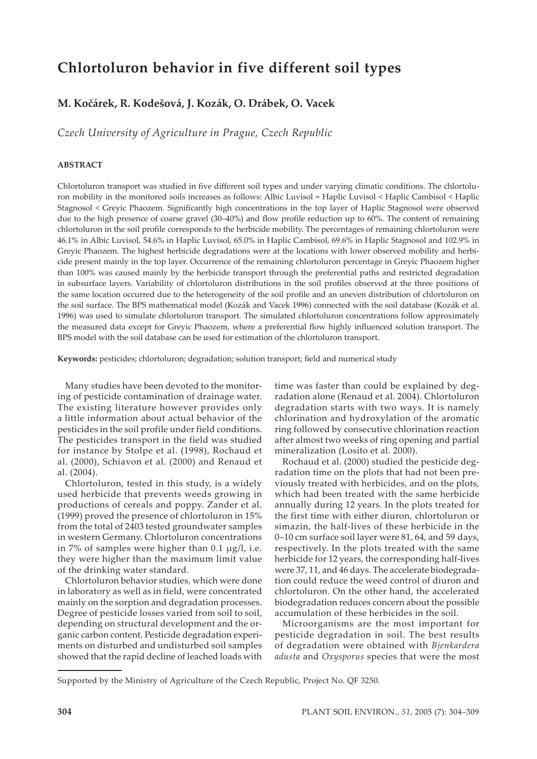# Chlortoluron behavior in five different soil types

## M. Kočárek, R. Kodešová, J. Kozák, O. Drábek, O. Vacek

*Czech University of Agriculture in Prague, Czech Republic*

### ABSTRACT

Chlortoluron transport was studied in five different soil types and under varying climatic conditions. The chlortoluron mobility in the monitored soils increases as follows: Albic Luvisol = Haplic Luvisol < Haplic Cambisol < Haplic Stagnosol < Greyic Phaozem. Significantly high concentrations in the top layer of Haplic Stagnosol were observed due to the high presence of coarse gravel (30–40%) and flow profile reduction up to 60%. The content of remaining chlortoluron in the soil profile corresponds to the herbicide mobility. The percentages of remaining chlortoluron were 46.1% in Albic Luvisol, 54.6% in Haplic Luvisol, 65.0% in Haplic Cambisol, 69.6% in Haplic Stagnosol and 102.9% in Greyic Phaozem. The highest herbicide degradations were at the locations with lower observed mobility and herbicide present mainly in the top layer. Occurrence of the remaining chlortoluron percentage in Greyic Phaozem higher than 100% was caused mainly by the herbicide transport through the preferential paths and restricted degradation in subsurface layers. Variability of chlortoluron distributions in the soil profiles observed at the three positions of the same location occurred due to the heterogeneity of the soil profile and an uneven distribution of chlortoluron on the soil surface. The BPS mathematical model (Kozák and Vacek 1996) connected with the soil database (Kozák et al. 1996) was used to simulate chlortoluron transport. The simulated chlortoluron concentrations follow approximately the measured data except for Greyic Phaozem, where a preferential flow highly influenced solution transport. The BPS model with the soil database can be used for estimation of the chlortoluron transport.

**Keywords:** pesticides; chlortoluron; degradation; solution transport; field and numerical study

Many studies have been devoted to the monitoring of pesticide contamination of drainage water. The existing literature however provides only a little information about actual behavior of the pesticides in the soil profile under field conditions. The pesticides transport in the field was studied for instance by Stolpe et al. (1998), Rochaud et al. (2000), Schiavon et al. (2000) and Renaud et al. (2004).

Chlortoluron, tested in this study, is a widely used herbicide that prevents weeds growing in productions of cereals and poppy. Zander et al. (1999) proved the presence of chlortoluron in 15% from the total of 2403 tested groundwater samples in western Germany. Chlortoluron concentrations in 7% of samples were higher than 0.1 μg/l, i.e. they were higher than the maximum limit value of the drinking water standard.

Chlortoluron behavior studies, which were done in laboratory as well as in field, were concentrated mainly on the sorption and degradation processes. Degree of pesticide losses varied from soil to soil, depending on structural development and the organic carbon content. Pesticide degradation experiments on disturbed and undisturbed soil samples showed that the rapid decline of leached loads with time was faster than could be explained by degradation alone (Renaud et al. 2004). Chlortoluron degradation starts with two ways. It is namely chlorination and hydroxylation of the aromatic ring followed by consecutive chlorination reaction after almost two weeks of ring opening and partial mineralization (Losito et al. 2000).

Rochaud et al. (2000) studied the pesticide degradation time on the plots that had not been previously treated with herbicides, and on the plots, which had been treated with the same herbicide annually during 12 years. In the plots treated for the first time with either diuron, chlortoluron or simazin, the half-lives of these herbicide in the 0–10 cm surface soil layer were 81, 64, and 59 days, respectively. In the plots treated with the same herbicide for 12 years, the corresponding half-lives were 37, 11, and 46 days. The accelerate biodegradation could reduce the weed control of diuron and chlortoluron. On the other hand, the accelerated biodegradation reduces concern about the possible accumulation of these herbicides in the soil.

Microorganisms are the most important for pesticide degradation in soil. The best results of degradation were obtained with *Bjenkardera adusta* and *Oxysporus* species that were the most

Supported by the Ministry of Agriculture of the Czech Republic, Project No. QF 3250.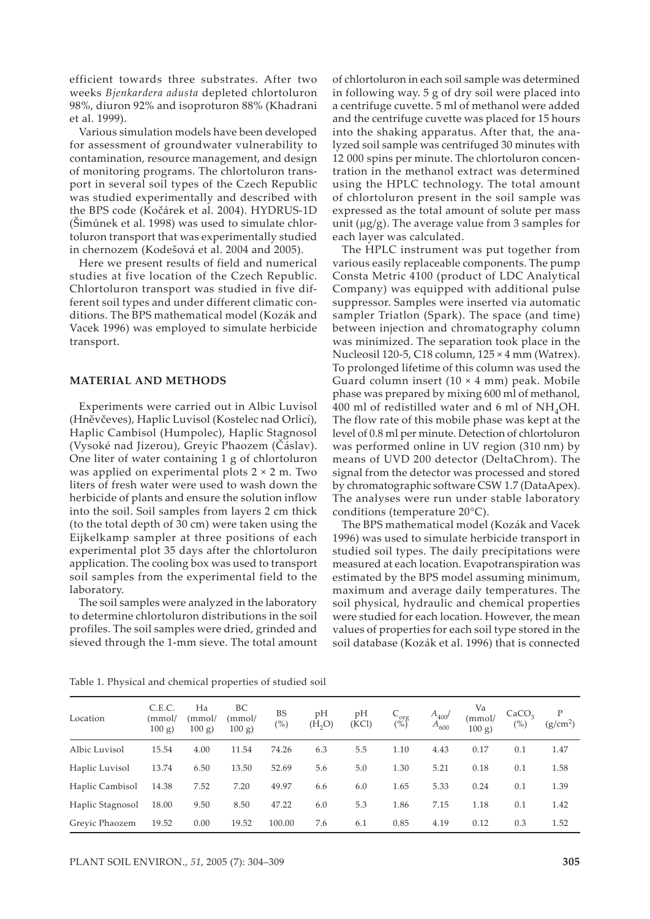efficient towards three substrates. After two weeks *Bjenkardera adusta* depleted chlortoluron 98%, diuron 92% and isoproturon 88% (Khadrani et al. 1999).

Various simulation models have been developed for assessment of groundwater vulnerability to contamination, resource management, and design of monitoring programs. The chlortoluron transport in several soil types of the Czech Republic was studied experimentally and described with the BPS code (Kočárek et al. 2004). HYDRUS-1D (Šimůnek et al. 1998) was used to simulate chlortoluron transport that was experimentally studied in chernozem (Kodešová et al. 2004 and 2005).

Here we present results of field and numerical studies at five location of the Czech Republic. Chlortoluron transport was studied in five different soil types and under different climatic conditions. The BPS mathematical model (Kozák and Vacek 1996) was employed to simulate herbicide transport.

## MATERIAL AND METHODS

Experiments were carried out in Albic Luvisol (Hněvčeves), Haplic Luvisol (Kostelec nad Orlicí), Haplic Cambisol (Humpolec), Haplic Stagnosol (Vysoké nad Jizerou), Greyic Phaozem (Čáslav). One liter of water containing 1 g of chlortoluron was applied on experimental plots 2 × 2 m. Two liters of fresh water were used to wash down the herbicide of plants and ensure the solution inflow into the soil. Soil samples from layers 2 cm thick (to the total depth of 30 cm) were taken using the Eijkelkamp sampler at three positions of each experimental plot 35 days after the chlortoluron application. The cooling box was used to transport soil samples from the experimental field to the laboratory.

The soil samples were analyzed in the laboratory to determine chlortoluron distributions in the soil profiles. The soil samples were dried, grinded and sieved through the 1-mm sieve. The total amount of chlortoluron in each soil sample was determined in following way. 5 g of dry soil were placed into a centrifuge cuvette. 5 ml of methanol were added and the centrifuge cuvette was placed for 15 hours into the shaking apparatus. After that, the analyzed soil sample was centrifuged 30 minutes with 12 000 spins per minute. The chlortoluron concentration in the methanol extract was determined using the HPLC technology. The total amount of chlortoluron present in the soil sample was expressed as the total amount of solute per mass unit (μg/g). The average value from 3 samples for each layer was calculated.

The HPLC instrument was put together from various easily replaceable components. The pump Consta Metric 4100 (product of LDC Analytical Company) was equipped with additional pulse suppressor. Samples were inserted via automatic sampler Triatlon (Spark). The space (and time) between injection and chromatography column was minimized. The separation took place in the Nucleosil 120-5, C18 column, 125 × 4 mm (Watrex). To prolonged lifetime of this column was used the Guard column insert (10 × 4 mm) peak. Mobile phase was prepared by mixing 600 ml of methanol, 400 ml of redistilled water and 6 ml of $NH_4OH$. The flow rate of this mobile phase was kept at the level of 0.8 ml per minute. Detection of chlortoluron was performed online in UV region (310 nm) by means of UVD 200 detector (DeltaChrom). The signal from the detector was processed and stored by chromatographic software CSW 1.7 (DataApex). The analyses were run under stable laboratory conditions (temperature 20°C).

The BPS mathematical model (Kozák and Vacek 1996) was used to simulate herbicide transport in studied soil types. The daily precipitations were measured at each location. Evapotranspiration was estimated by the BPS model assuming minimum, maximum and average daily temperatures. The soil physical, hydraulic and chemical properties were studied for each location. However, the mean values of properties for each soil type stored in the soil database (Kozák et al. 1996) that is connected

Table 1. Physical and chemical properties of studied soil

| Location | C.E.C. (mmol/100 g) | Ha (mmol/100 g) | BC (mmol/100 g) | BS (%) | pH ($H_2O$) | pH (KCl) | $C_{org}$ (%) | $A_{400}/A_{600}$ | Va (mmol/100 g) | $CaCO_3$ (%) | P (g/cm$^2$) |
|---|---|---|---|---|---|---|---|---|---|---|---|
| Albic Luvisol | 15.54 | 4.00 | 11.54 | 74.26 | 6.3 | 5.5 | 1.10 | 4.43 | 0.17 | 0.1 | 1.47 |
| Haplic Luvisol | 13.74 | 6.50 | 13.50 | 52.69 | 5.6 | 5.0 | 1.30 | 5.21 | 0.18 | 0.1 | 1.58 |
| Haplic Cambisol | 14.38 | 7.52 | 7.20 | 49.97 | 6.6 | 6.0 | 1.65 | 5.33 | 0.24 | 0.1 | 1.39 |
| Haplic Stagnosol | 18.00 | 9.50 | 8.50 | 47.22 | 6.0 | 5.3 | 1.86 | 7.15 | 1.18 | 0.1 | 1.42 |
| Greyic Phaozem | 19.52 | 0.00 | 19.52 | 100.00 | 7.6 | 6.1 | 0.85 | 4.19 | 0.12 | 0.3 | 1.52 |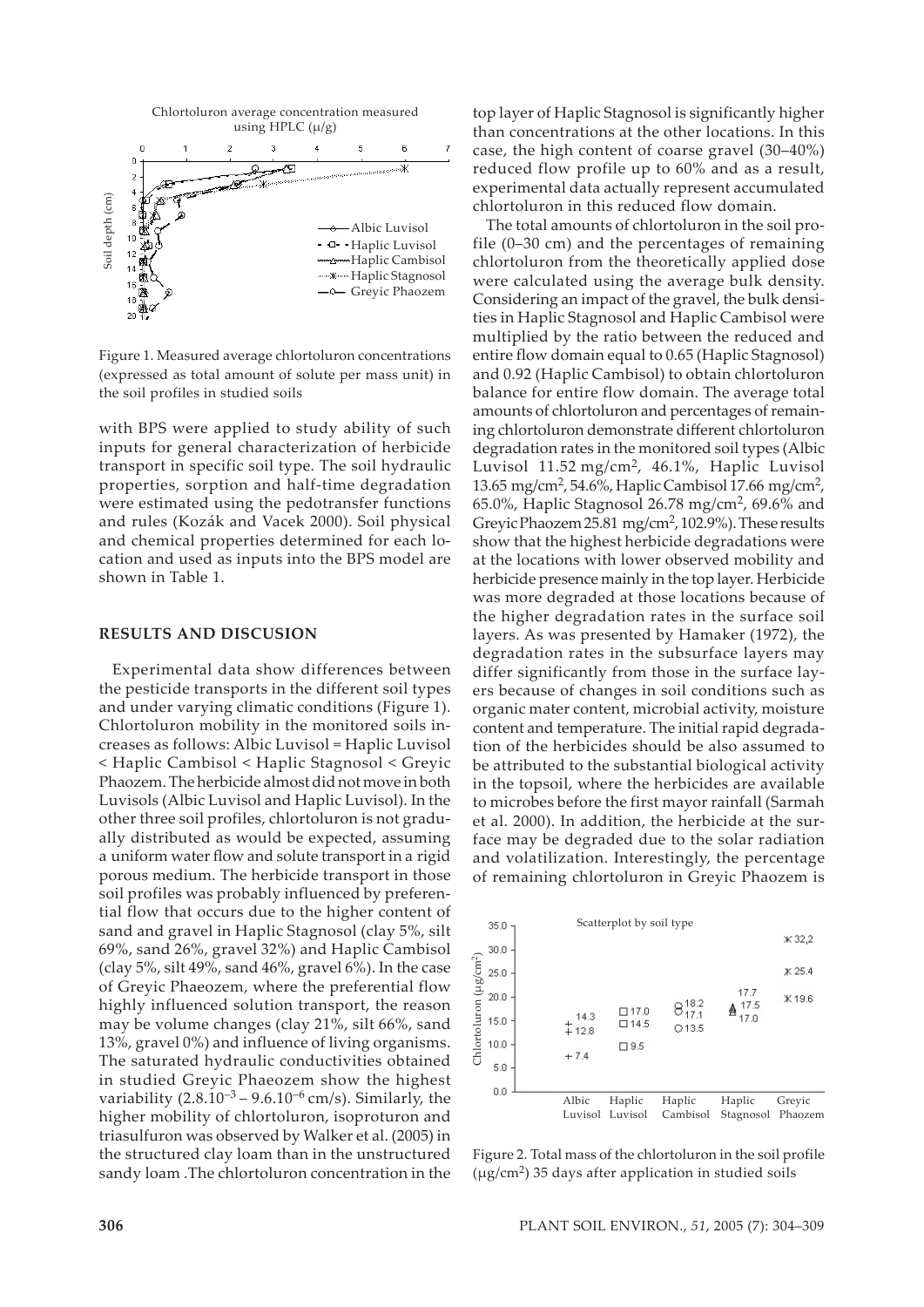Figure 1. Measured average chlortoluron concentrations (expressed as total amount of solute per mass unit) in the soil profiles in studied soils

with BPS were applied to study ability of such inputs for general characterization of herbicide transport in specific soil type. The soil hydraulic properties, sorption and half-time degradation were estimated using the pedotransfer functions and rules (Kozák and Vacek 2000). Soil physical and chemical properties determined for each location and used as inputs into the BPS model are shown in Table 1.

## RESULTS AND DISCUSION

Experimental data show differences between the pesticide transports in the different soil types and under varying climatic conditions (Figure 1). Chlortoluron mobility in the monitored soils increases as follows: Albic Luvisol = Haplic Luvisol < Haplic Cambisol < Haplic Stagnosol < Greyic Phaozem. The herbicide almost did not move in both Luvisols (Albic Luvisol and Haplic Luvisol). In the other three soil profiles, chlortoluron is not gradually distributed as would be expected, assuming a uniform water flow and solute transport in a rigid porous medium. The herbicide transport in those soil profiles was probably influenced by preferential flow that occurs due to the higher content of sand and gravel in Haplic Stagnosol (clay 5%, silt 69%, sand 26%, gravel 32%) and Haplic Cambisol (clay 5%, silt 49%, sand 46%, gravel 6%). In the case of Greyic Phaeozem, where the preferential flow highly influenced solution transport, the reason may be volume changes (clay 21%, silt 66%, sand 13%, gravel 0%) and influence of living organisms. The saturated hydraulic conductivities obtained in studied Greyic Phaeozem show the highest variability ($2.8.10^{-3}$ – $9.6.10^{-6}$ cm/s). Similarly, the higher mobility of chlortoluron, isoproturon and triasulfuron was observed by Walker et al. (2005) in the structured clay loam than in the unstructured sandy loam .The chlortoluron concentration in the top layer of Haplic Stagnosol is significantly higher than concentrations at the other locations. In this case, the high content of coarse gravel (30–40%) reduced flow profile up to 60% and as a result, experimental data actually represent accumulated chlortoluron in this reduced flow domain.

The total amounts of chlortoluron in the soil profile (0–30 cm) and the percentages of remaining chlortoluron from the theoretically applied dose were calculated using the average bulk density. Considering an impact of the gravel, the bulk densities in Haplic Stagnosol and Haplic Cambisol were multiplied by the ratio between the reduced and entire flow domain equal to 0.65 (Haplic Stagnosol) and 0.92 (Haplic Cambisol) to obtain chlortoluron balance for entire flow domain. The average total amounts of chlortoluron and percentages of remaining chlortoluron demonstrate different chlortoluron degradation rates in the monitored soil types (Albic Luvisol 11.52 mg/cm$^2$, 46.1%, Haplic Luvisol 13.65 mg/cm$^2$, 54.6%, Haplic Cambisol 17.66 mg/cm$^2$, 65.0%, Haplic Stagnosol 26.78 mg/cm$^2$, 69.6% and Greyic Phaozem 25.81 mg/cm$^2$, 102.9%). These results show that the highest herbicide degradations were at the locations with lower observed mobility and herbicide presence mainly in the top layer. Herbicide was more degraded at those locations because of the higher degradation rates in the surface soil layers. As was presented by Hamaker (1972), the degradation rates in the subsurface layers may differ significantly from those in the surface layers because of changes in soil conditions such as organic mater content, microbial activity, moisture content and temperature. The initial rapid degradation of the herbicides should be also assumed to be attributed to the substantial biological activity in the topsoil, where the herbicides are available to microbes before the first mayor rainfall (Sarmah et al. 2000). In addition, the herbicide at the surface may be degraded due to the solar radiation and volatilization. Interestingly, the percentage of remaining chlortoluron in Greyic Phaozem is

Figure 2. Total mass of the chlortoluron in the soil profile (μg/cm$^2$) 35 days after application in studied soils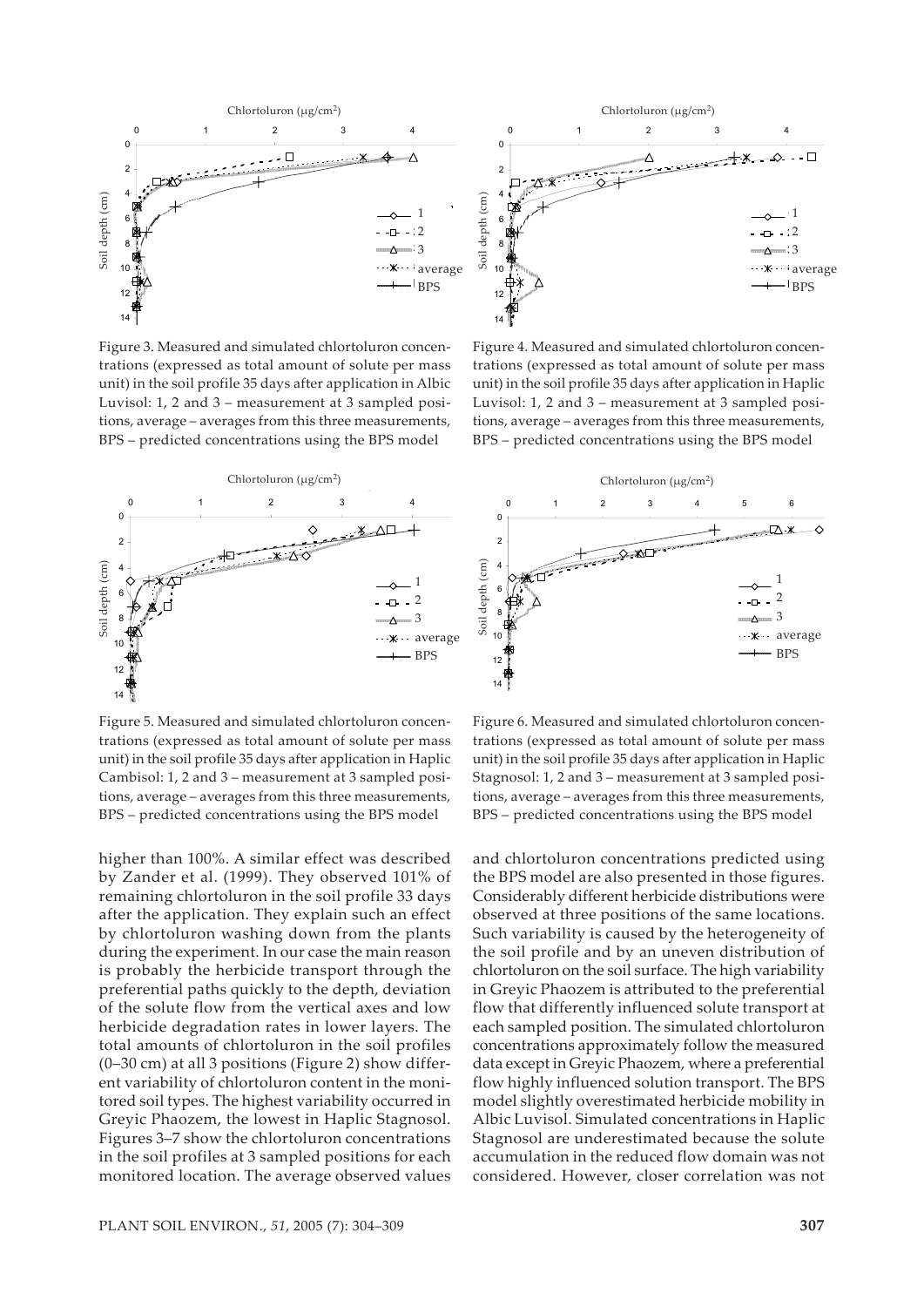Figure 3. Measured and simulated chlortoluron concentrations (expressed as total amount of solute per mass unit) in the soil profile 35 days after application in Albic Luvisol: 1, 2 and 3 – measurement at 3 sampled positions, average – averages from this three measurements, BPS – predicted concentrations using the BPS model

Figure 4. Measured and simulated chlortoluron concentrations (expressed as total amount of solute per mass unit) in the soil profile 35 days after application in Haplic Luvisol: 1, 2 and 3 – measurement at 3 sampled positions, average – averages from this three measurements, BPS – predicted concentrations using the BPS model

Figure 5. Measured and simulated chlortoluron concentrations (expressed as total amount of solute per mass unit) in the soil profile 35 days after application in Haplic Cambisol: 1, 2 and 3 – measurement at 3 sampled positions, average – averages from this three measurements, BPS – predicted concentrations using the BPS model

Figure 6. Measured and simulated chlortoluron concentrations (expressed as total amount of solute per mass unit) in the soil profile 35 days after application in Haplic Stagnosol: 1, 2 and 3 – measurement at 3 sampled positions, average – averages from this three measurements, BPS – predicted concentrations using the BPS model

higher than 100%. A similar effect was described by Zander et al. (1999). They observed 101% of remaining chlortoluron in the soil profile 33 days after the application. They explain such an effect by chlortoluron washing down from the plants during the experiment. In our case the main reason is probably the herbicide transport through the preferential paths quickly to the depth, deviation of the solute flow from the vertical axes and low herbicide degradation rates in lower layers. The total amounts of chlortoluron in the soil profiles (0–30 cm) at all 3 positions (Figure 2) show different variability of chlortoluron content in the monitored soil types. The highest variability occurred in Greyic Phaozem, the lowest in Haplic Stagnosol. Figures 3–7 show the chlortoluron concentrations in the soil profiles at 3 sampled positions for each monitored location. The average observed values and chlortoluron concentrations predicted using the BPS model are also presented in those figures. Considerably different herbicide distributions were observed at three positions of the same locations. Such variability is caused by the heterogeneity of the soil profile and by an uneven distribution of chlortoluron on the soil surface. The high variability in Greyic Phaozem is attributed to the preferential flow that differently influenced solute transport at each sampled position. The simulated chlortoluron concentrations approximately follow the measured data except in Greyic Phaozem, where a preferential flow highly influenced solution transport. The BPS model slightly overestimated herbicide mobility in Albic Luvisol. Simulated concentrations in Haplic Stagnosol are underestimated because the solute accumulation in the reduced flow domain was not considered. However, closer correlation was not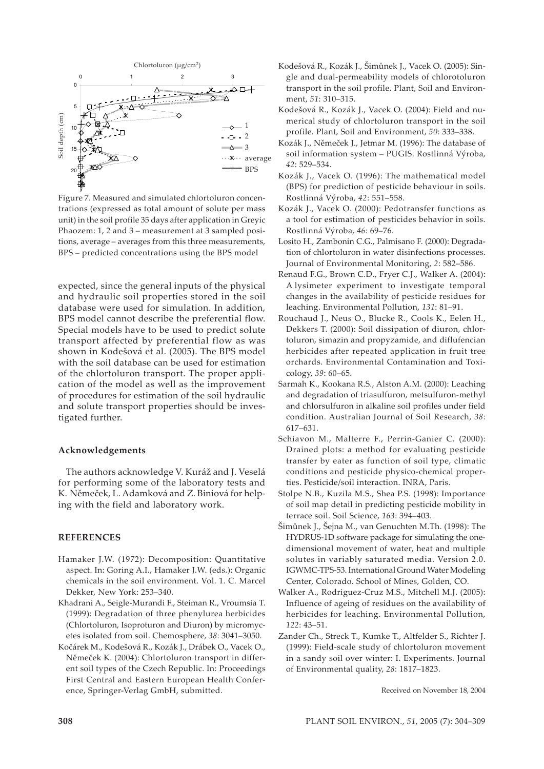Figure 7. Measured and simulated chlortoluron concentrations (expressed as total amount of solute per mass unit) in the soil profile 35 days after application in Greyic Phaozem: 1, 2 and 3 – measurement at 3 sampled positions, average – averages from this three measurements, BPS – predicted concentrations using the BPS model

expected, since the general inputs of the physical and hydraulic soil properties stored in the soil database were used for simulation. In addition, BPS model cannot describe the preferential flow. Special models have to be used to predict solute transport affected by preferential flow as was shown in Kodešová et al. (2005). The BPS model with the soil database can be used for estimation of the chlortoluron transport. The proper application of the model as well as the improvement of procedures for estimation of the soil hydraulic and solute transport properties should be investigated further.

### Acknowledgements

The authors acknowledge V. Kuráž and J. Veselá for performing some of the laboratory tests and K. Němeček, L. Adamková and Z. Biniová for helping with the field and laboratory work.

### REFERENCES

Hamaker J.W. (1972): Decomposition: Quantitative aspect. In: Goring A.I., Hamaker J.W. (eds.): Organic chemicals in the soil environment. Vol. 1. C. Marcel Dekker, New York: 253–340.

Khadrani A., Seigle-Murandi F., Steiman R., Vroumsia T. (1999): Degradation of three phenylurea herbicides (Chlortoluron, Isoproturon and Diuron) by micromycetes isolated from soil. Chemosphere, *38*: 3041–3050.

Kočárek M., Kodešová R., Kozák J., Drábek O., Vacek O., Němeček K. (2004): Chlortoluron transport in different soil types of the Czech Republic. In: Proceedings First Central and Eastern European Health Conference, Springer-Verlag GmbH, submitted.

Kodešová R., Kozák J., Šimůnek J., Vacek O. (2005): Single and dual-permeability models of chlorotoluron transport in the soil profile. Plant, Soil and Environment, *51*: 310–315.

Kodešová R., Kozák J., Vacek O. (2004): Field and numerical study of chlortoluron transport in the soil profile. Plant, Soil and Environment, *50*: 333–338.

Kozák J., Němeček J., Jetmar M. (1996): The database of soil information system – PUGIS. Rostlinná Výroba, *42*: 529–534.

Kozák J., Vacek O. (1996): The mathematical model (BPS) for prediction of pesticide behaviour in soils. Rostlinná Výroba, *42*: 551–558.

Kozák J., Vacek O. (2000): Pedotransfer functions as a tool for estimation of pesticides behavior in soils. Rostlinná Výroba, *46*: 69–76.

Losito H., Zambonin C.G., Palmisano F. (2000): Degradation of chlortoluron in water disinfections processes. Journal of Environmental Monitoring, *2*: 582–586.

Renaud F.G., Brown C.D., Fryer C.J., Walker A. (2004): A lysimeter experiment to investigate temporal changes in the availability of pesticide residues for leaching. Environmental Pollution, *131*: 81–91.

Rouchaud J., Neus O., Blucke R., Cools K., Eelen H., Dekkers T. (2000): Soil dissipation of diuron, chlortoluron, simazin and propyzamide, and diflufencian herbicides after repeated application in fruit tree orchards. Environmental Contamination and Toxicology, *39*: 60–65.

Sarmah K., Kookana R.S., Alston A.M. (2000): Leaching and degradation of triasulfuron, metsulfuron-methyl and chlorsulfuron in alkaline soil profiles under field condition. Australian Journal of Soil Research, *38*: 617–631.

Schiavon M., Malterre F., Perrin-Ganier C. (2000): Drained plots: a method for evaluating pesticide transfer by eater as function of soil type, climatic conditions and pesticide physico-chemical properties. Pesticide/soil interaction. INRA, Paris.

Stolpe N.B., Kuzila M.S., Shea P.S. (1998): Importance of soil map detail in predicting pesticide mobility in terrace soil. Soil Science, *163*: 394–403.

Šimůnek J., Šejna M., van Genuchten M.Th. (1998): The HYDRUS-1D software package for simulating the one-dimensional movement of water, heat and multiple solutes in variably saturated media. Version 2.0. IGWMC-TPS-53. International Ground Water Modeling Center, Colorado. School of Mines, Golden, CO.

Walker A., Rodriguez-Cruz M.S., Mitchell M.J. (2005): Influence of ageing of residues on the availability of herbicides for leaching. Environmental Pollution, *122*: 43–51.

Zander Ch., Streck T., Kumke T., Altfelder S., Richter J. (1999): Field-scale study of chlortoluron movement in a sandy soil over winter: I. Experiments. Journal of Environmental quality, *28*: 1817–1823.

Received on November 18, 2004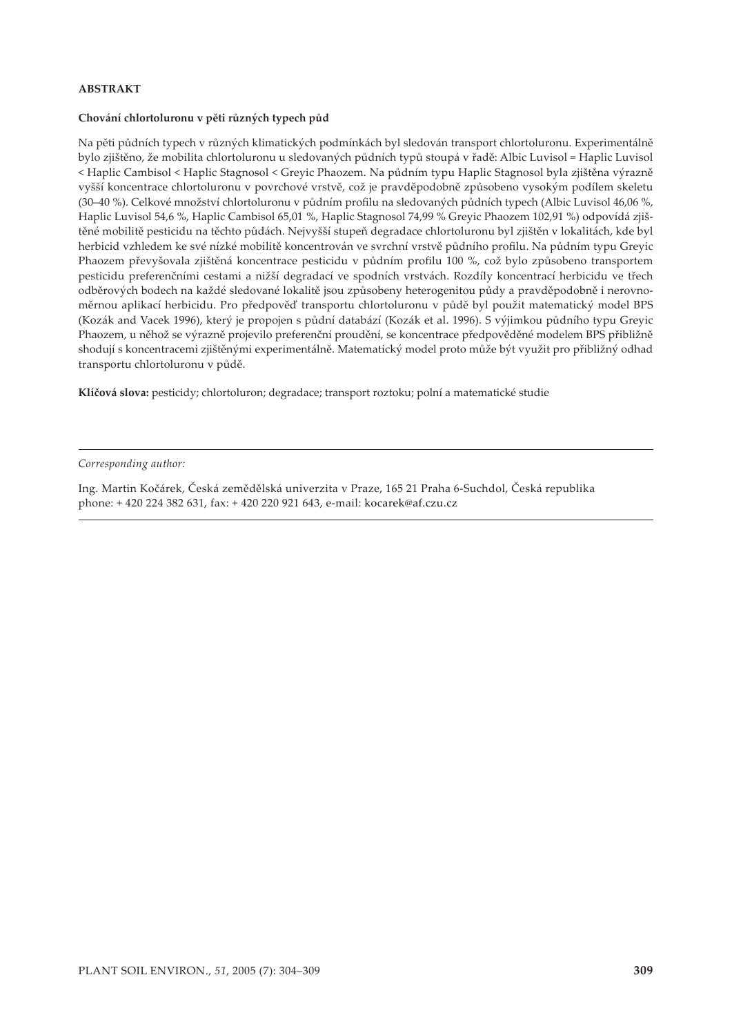**ABSTRAKT**

**Chování chlortoluronu v pěti různých typech půd**

Na pěti půdních typech v různých klimatických podmínkách byl sledován transport chlortoluronu. Experimentálně bylo zjištěno, že mobilita chlortoluronu u sledovaných půdních typů stoupá v řadě: Albic Luvisol = Haplic Luvisol < Haplic Cambisol < Haplic Stagnosol < Greyic Phaozem. Na půdním typu Haplic Stagnosol byla zjištěna výrazně vyšší koncentrace chlortoluronu v povrchové vrstvě, což je pravděpodobně způsobeno vysokým podílem skeletu (30–40 %). Celkové množství chlortoluronu v půdním profilu na sledovaných půdních typech (Albic Luvisol 46,06 %, Haplic Luvisol 54,6 %, Haplic Cambisol 65,01 %, Haplic Stagnosol 74,99 % Greyic Phaozem 102,91 %) odpovídá zjištěné mobilitě pesticidu na těchto půdách. Nejvyšší stupeň degradace chlortoluronu byl zjištěn v lokalitách, kde byl herbicid vzhledem ke své nízké mobilitě koncentrován ve svrchní vrstvě půdního profilu. Na půdním typu Greyic Phaozem převyšovala zjištěná koncentrace pesticidu v půdním profilu 100 %, což bylo způsobeno transportem pesticidu preferenčními cestami a nižší degradací ve spodních vrstvách. Rozdíly koncentrací herbicidu ve třech odběrových bodech na každé sledované lokalitě jsou způsobeny heterogenitou půdy a pravděpodobně i nerovnoměrnou aplikací herbicidu. Pro předpověď transportu chlortoluronu v půdě byl použit matematický model BPS (Kozák and Vacek 1996), který je propojen s půdní databází (Kozák et al. 1996). S výjimkou půdního typu Greyic Phaozem, u něhož se výrazně projevilo preferenční proudění, se koncentrace předpověděné modelem BPS přibližně shodují s koncentracemi zjištěnými experimentálně. Matematický model proto může být využit pro přibližný odhad transportu chlortoluronu v půdě.

**Klíčová slova:** pesticidy; chlortoluron; degradace; transport roztoku; polní a matematické studie

---

*Corresponding author:*

Ing. Martin Kočárek, Česká zemědělská univerzita v Praze, 165 21 Praha 6-Suchdol, Česká republika
phone: + 420 224 382 631, fax: + 420 220 921 643, e-mail: kocarek@af.czu.cz